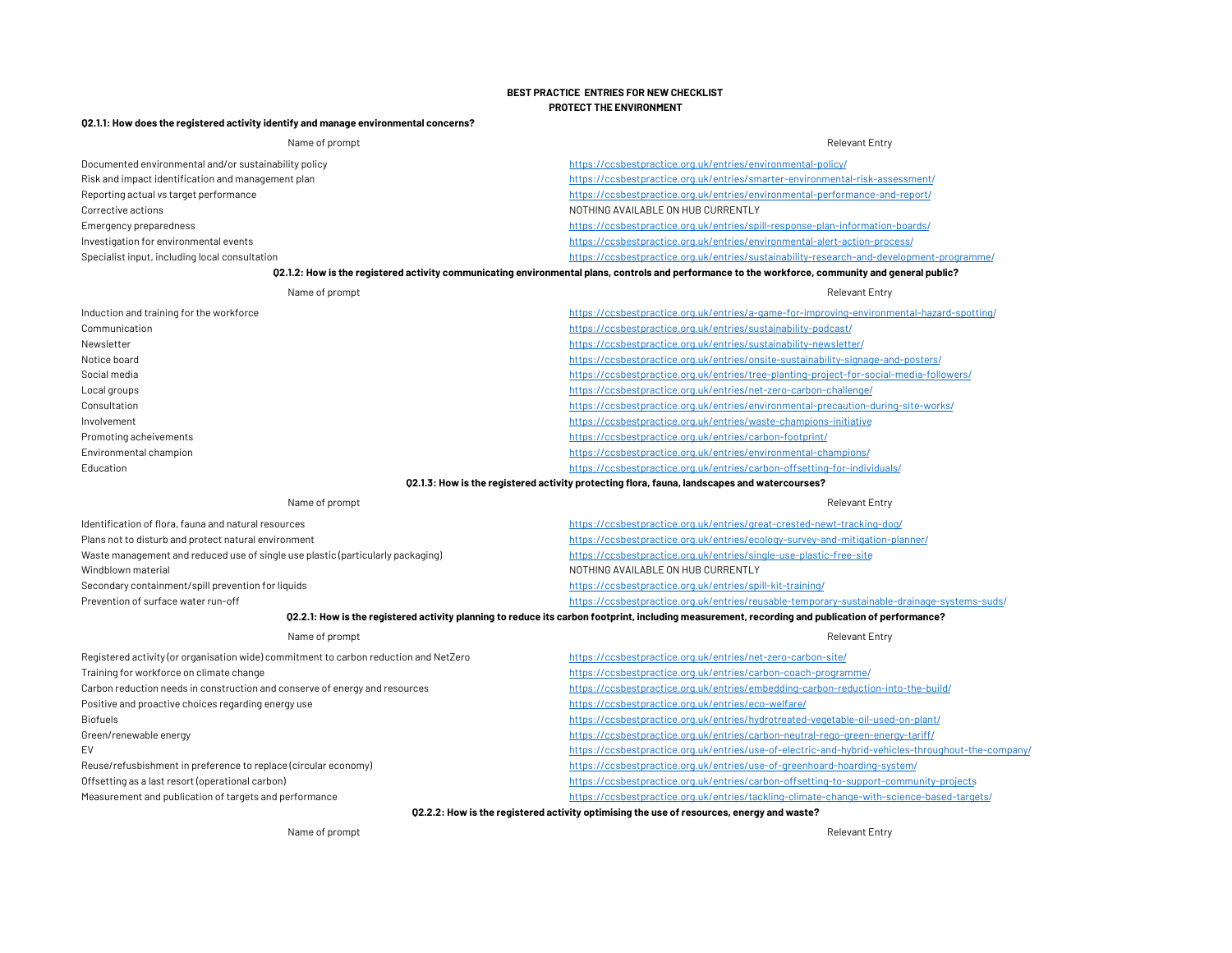**BEST PRACTICE ENTRIES FOR NEW CHECKLIST**
**PROTECT THE ENVIRONMENT**

**Q2.1.1: How does the registered activity identify and manage environmental concerns?**

| Name of prompt | Relevant Entry |
| --- | --- |
| Documented environmental and/or sustainability policy | https://ccsbestpractice.org.uk/entries/environmental-policy/ |
| Risk and impact identification and management plan | https://ccsbestpractice.org.uk/entries/smarter-environmental-risk-assessment/ |
| Reporting actual vs target performance | https://ccsbestpractice.org.uk/entries/environmental-performance-and-report/ |
| Corrective actions | NOTHING AVAILABLE ON HUB CURRENTLY |
| Emergency preparedness | https://ccsbestpractice.org.uk/entries/spill-response-plan-information-boards/ |
| Investigation for environmental events | https://ccsbestpractice.org.uk/entries/environmental-alert-action-process/ |
| Specialist input, including local consultation | https://ccsbestpractice.org.uk/entries/sustainability-research-and-development-programme/ |

**Q2.1.2: How is the registered activity communicating environmental plans, controls and performance to the workforce, community and general public?**

| Name of prompt | Relevant Entry |
| --- | --- |
| Induction and training for the workforce | https://ccsbestpractice.org.uk/entries/a-game-for-improving-environmental-hazard-spotting/ |
| Communication | https://ccsbestpractice.org.uk/entries/sustainability-podcast/ |
| Newsletter | https://ccsbestpractice.org.uk/entries/sustainability-newsletter/ |
| Notice board | https://ccsbestpractice.org.uk/entries/onsite-sustainability-signage-and-posters/ |
| Social media | https://ccsbestpractice.org.uk/entries/tree-planting-project-for-social-media-followers/ |
| Local groups | https://ccsbestpractice.org.uk/entries/net-zero-carbon-challenge/ |
| Consultation | https://ccsbestpractice.org.uk/entries/environmental-precaution-during-site-works/ |
| Involvement | https://ccsbestpractice.org.uk/entries/waste-champions-initiative |
| Promoting acheivements | https://ccsbestpractice.org.uk/entries/carbon-footprint/ |
| Environmental champion | https://ccsbestpractice.org.uk/entries/environmental-champions/ |
| Education | https://ccsbestpractice.org.uk/entries/carbon-offsetting-for-individuals/ |

**Q2.1.3: How is the registered activity protecting flora, fauna, landscapes and watercourses?**

| Name of prompt | Relevant Entry |
| --- | --- |
| Identification of flora, fauna and natural resources | https://ccsbestpractice.org.uk/entries/great-crested-newt-tracking-dog/ |
| Plans not to disturb and protect natural environment | https://ccsbestpractice.org.uk/entries/ecology-survey-and-mitigation-planner/ |
| Waste management and reduced use of single use plastic (particularly packaging) | https://ccsbestpractice.org.uk/entries/single-use-plastic-free-site |
| Windblown material | NOTHING AVAILABLE ON HUB CURRENTLY |
| Secondary containment/spill prevention for liquids | https://ccsbestpractice.org.uk/entries/spill-kit-training/ |
| Prevention of surface water run-off | https://ccsbestpractice.org.uk/entries/reusable-temporary-sustainable-drainage-systems-suds/ |

**Q2.2.1: How is the registered activity planning to reduce its carbon footprint, including measurement, recording and publication of performance?**

| Name of prompt | Relevant Entry |
| --- | --- |
| Registered activity (or organisation wide) commitment to carbon reduction and NetZero | https://ccsbestpractice.org.uk/entries/net-zero-carbon-site/ |
| Training for workforce on climate change | https://ccsbestpractice.org.uk/entries/carbon-coach-programme/ |
| Carbon reduction needs in construction and conserve of energy and resources | https://ccsbestpractice.org.uk/entries/embedding-carbon-reduction-into-the-build/ |
| Positive and proactive choices regarding energy use | https://ccsbestpractice.org.uk/entries/eco-welfare/ |
| Biofuels | https://ccsbestpractice.org.uk/entries/hydrotreated-vegetable-oil-used-on-plant/ |
| Green/renewable energy | https://ccsbestpractice.org.uk/entries/carbon-neutral-rego-green-energy-tariff/ |
| EV | https://ccsbestpractice.org.uk/entries/use-of-electric-and-hybrid-vehicles-throughout-the-company/ |
| Reuse/refusbishment in preference to replace (circular economy) | https://ccsbestpractice.org.uk/entries/use-of-greenhoard-hoarding-system/ |
| Offsetting as a last resort (operational carbon) | https://ccsbestpractice.org.uk/entries/carbon-offsetting-to-support-community-projects |
| Measurement and publication of targets and performance | https://ccsbestpractice.org.uk/entries/tackling-climate-change-with-science-based-targets/ |

**Q2.2.2: How is the registered activity optimising the use of resources, energy and waste?**

| Name of prompt | Relevant Entry |
| --- | --- |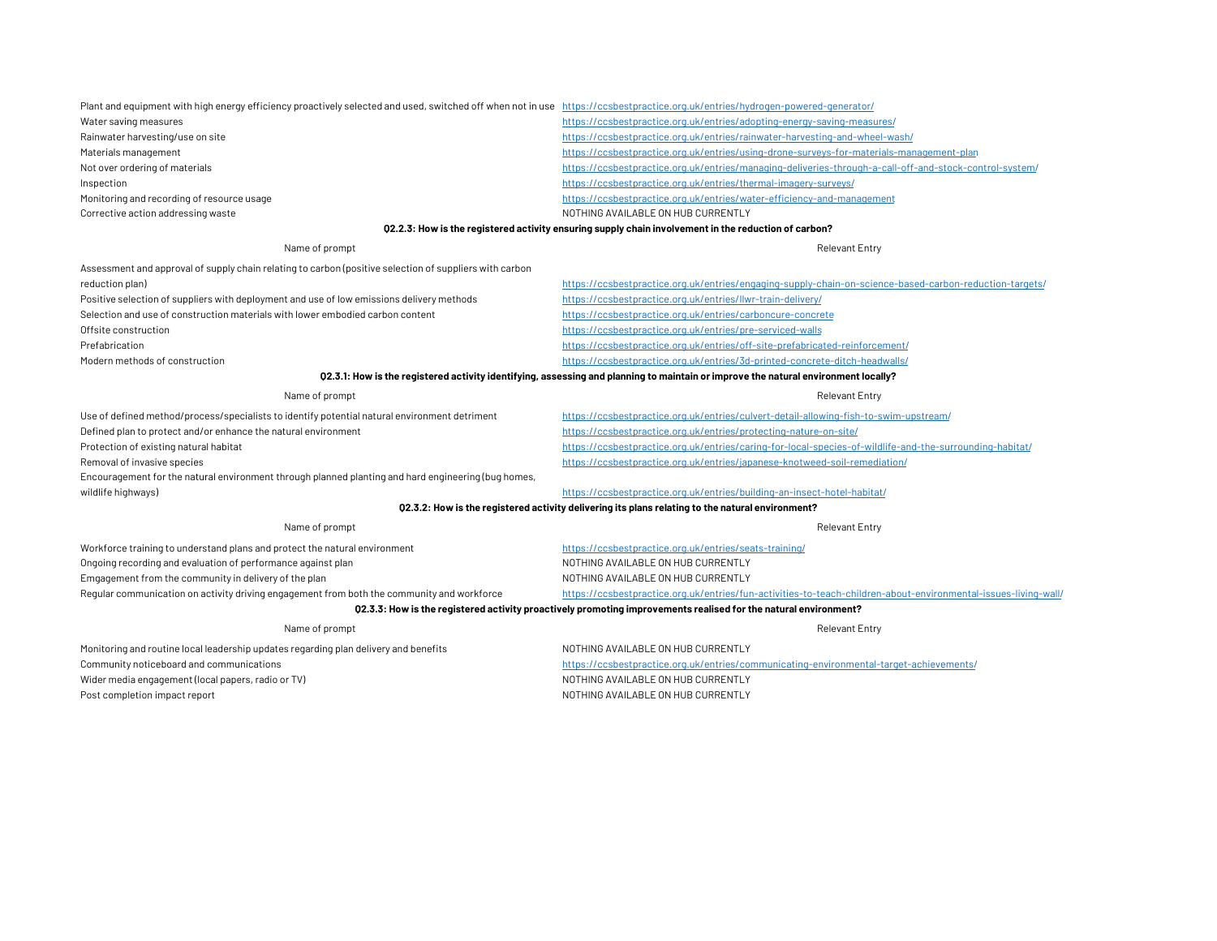| | |
|---|---|
| Plant and equipment with high energy efficiency proactively selected and used, switched off when not in use | https://ccsbestpractice.org.uk/entries/hydrogen-powered-generator/ |
| Water saving measures | https://ccsbestpractice.org.uk/entries/adopting-energy-saving-measures/ |
| Rainwater harvesting/use on site | https://ccsbestpractice.org.uk/entries/rainwater-harvesting-and-wheel-wash/ |
| Materials management | https://ccsbestpractice.org.uk/entries/using-drone-surveys-for-materials-management-plan |
| Not over ordering of materials | https://ccsbestpractice.org.uk/entries/managing-deliveries-through-a-call-off-and-stock-control-system/ |
| Inspection | https://ccsbestpractice.org.uk/entries/thermal-imagery-surveys/ |
| Monitoring and recording of resource usage | https://ccsbestpractice.org.uk/entries/water-efficiency-and-management |
| Corrective action addressing waste | NOTHING AVAILABLE ON HUB CURRENTLY |

**Q2.2.3: How is the registered activity ensuring supply chain involvement in the reduction of carbon?**

| Name of prompt | Relevant Entry |
|---|---|
| Assessment and approval of supply chain relating to carbon (positive selection of suppliers with carbon reduction plan) | https://ccsbestpractice.org.uk/entries/engaging-supply-chain-on-science-based-carbon-reduction-targets/ |
| Positive selection of suppliers with deployment and use of low emissions delivery methods | https://ccsbestpractice.org.uk/entries/llwr-train-delivery/ |
| Selection and use of construction materials with lower embodied carbon content | https://ccsbestpractice.org.uk/entries/carboncure-concrete |
| Offsite construction | https://ccsbestpractice.org.uk/entries/pre-serviced-walls |
| Prefabrication | https://ccsbestpractice.org.uk/entries/off-site-prefabricated-reinforcement/ |
| Modern methods of construction | https://ccsbestpractice.org.uk/entries/3d-printed-concrete-ditch-headwalls/ |

**Q2.3.1: How is the registered activity identifying, assessing and planning to maintain or improve the natural environment locally?**

| Name of prompt | Relevant Entry |
|---|---|
| Use of defined method/process/specialists to identify potential natural environment detriment | https://ccsbestpractice.org.uk/entries/culvert-detail-allowing-fish-to-swim-upstream/ |
| Defined plan to protect and/or enhance the natural environment | https://ccsbestpractice.org.uk/entries/protecting-nature-on-site/ |
| Protection of existing natural habitat | https://ccsbestpractice.org.uk/entries/caring-for-local-species-of-wildlife-and-the-surrounding-habitat/ |
| Removal of invasive species | https://ccsbestpractice.org.uk/entries/japanese-knotweed-soil-remediation/ |
| Encouragement for the natural environment through planned planting and hard engineering (bug homes, wildlife highways) | https://ccsbestpractice.org.uk/entries/building-an-insect-hotel-habitat/ |

**Q2.3.2: How is the registered activity delivering its plans relating to the natural environment?**

| Name of prompt | Relevant Entry |
|---|---|
| Workforce training to understand plans and protect the natural environment | https://ccsbestpractice.org.uk/entries/seats-training/ |
| Ongoing recording and evaluation of performance against plan | NOTHING AVAILABLE ON HUB CURRENTLY |
| Emgagement from the community in delivery of the plan | NOTHING AVAILABLE ON HUB CURRENTLY |
| Regular communication on activity driving engagement from both the community and workforce | https://ccsbestpractice.org.uk/entries/fun-activities-to-teach-children-about-environmental-issues-living-wall/ |

**Q2.3.3: How is the registered activity proactively promoting improvements realised for the natural environment?**

| Name of prompt | Relevant Entry |
|---|---|
| Monitoring and routine local leadership updates regarding plan delivery and benefits | NOTHING AVAILABLE ON HUB CURRENTLY |
| Community noticeboard and communications | https://ccsbestpractice.org.uk/entries/communicating-environmental-target-achievements/ |
| Wider media engagement (local papers, radio or TV) | NOTHING AVAILABLE ON HUB CURRENTLY |
| Post completion impact report | NOTHING AVAILABLE ON HUB CURRENTLY |